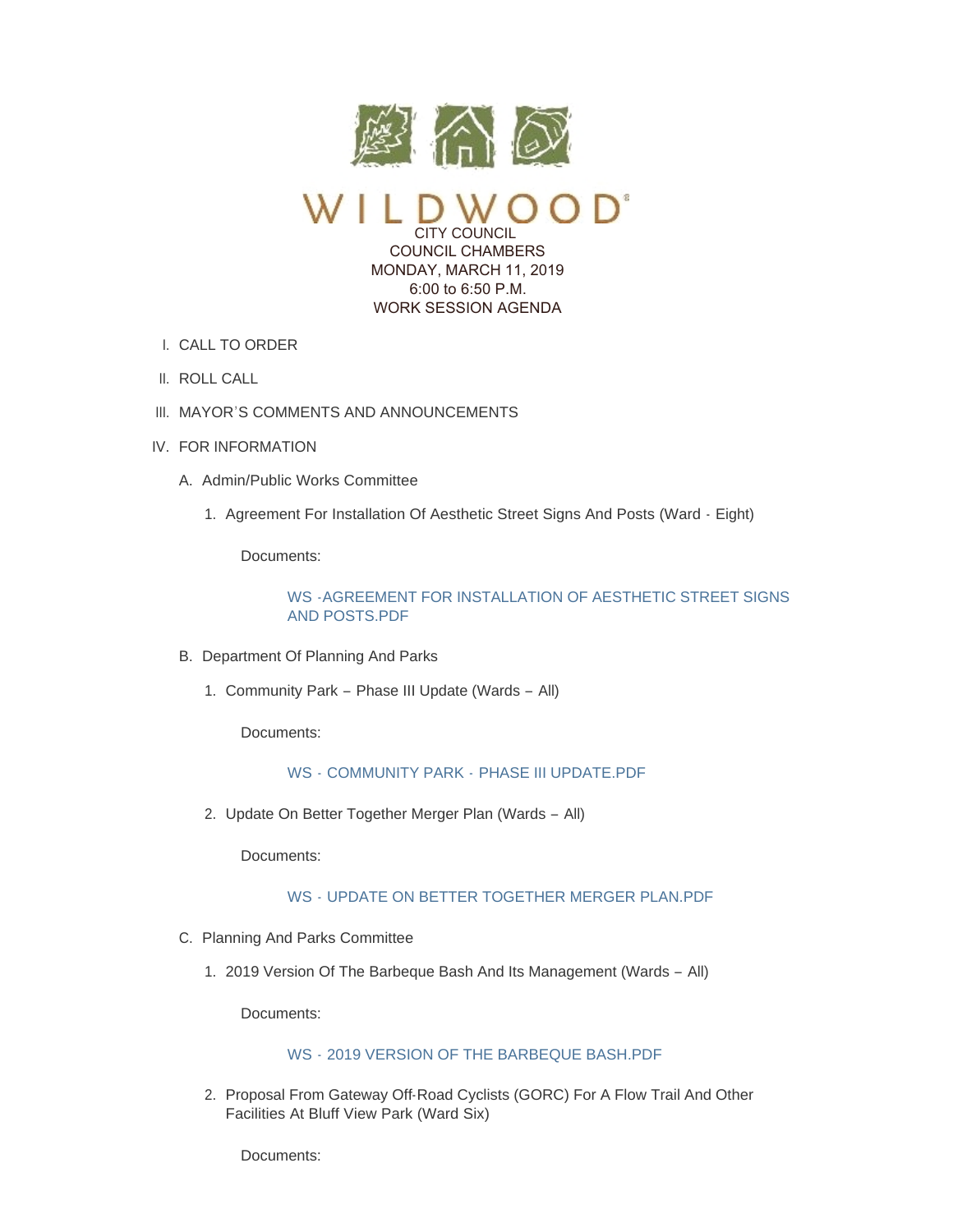# WILDWOOD

CITY COUNCIL
COUNCIL CHAMBERS
MONDAY, MARCH 11, 2019
6:00 to 6:50 P.M.
WORK SESSION AGENDA

I. CALL TO ORDER

II. ROLL CALL

III. MAYOR'S COMMENTS AND ANNOUNCEMENTS

IV. FOR INFORMATION

A. Admin/Public Works Committee

1. Agreement For Installation Of Aesthetic Street Signs And Posts (Ward - Eight)

Documents:

WS -AGREEMENT FOR INSTALLATION OF AESTHETIC STREET SIGNS AND POSTS.PDF

B. Department Of Planning And Parks

1. Community Park – Phase III Update (Wards – All)

Documents:

WS - COMMUNITY PARK - PHASE III UPDATE.PDF

2. Update On Better Together Merger Plan (Wards – All)

Documents:

WS - UPDATE ON BETTER TOGETHER MERGER PLAN.PDF

C. Planning And Parks Committee

1. 2019 Version Of The Barbeque Bash And Its Management (Wards – All)

Documents:

WS - 2019 VERSION OF THE BARBEQUE BASH.PDF

2. Proposal From Gateway Off-Road Cyclists (GORC) For A Flow Trail And Other Facilities At Bluff View Park (Ward Six)

Documents: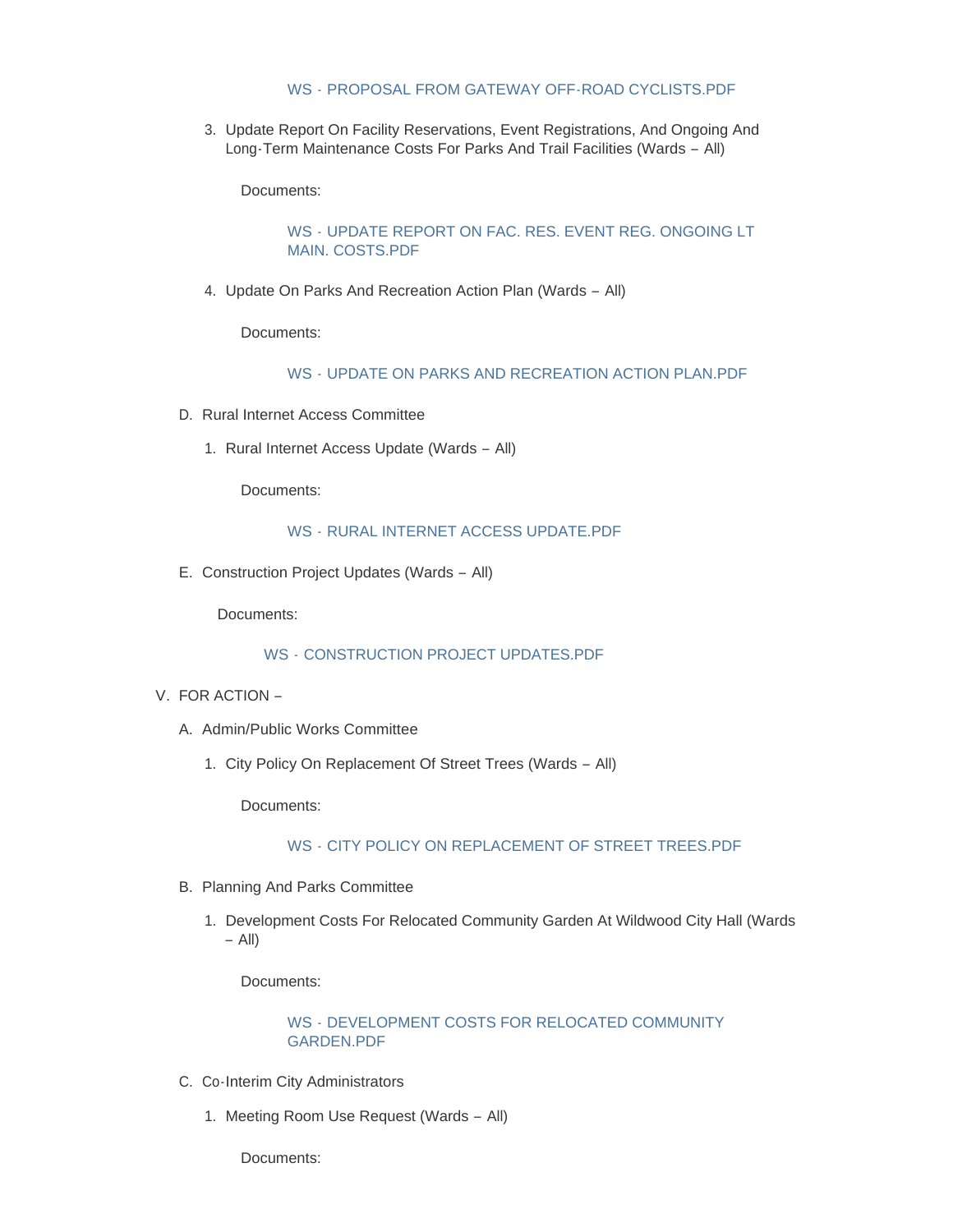WS - PROPOSAL FROM GATEWAY OFF-ROAD CYCLISTS.PDF

3. Update Report On Facility Reservations, Event Registrations, And Ongoing And Long-Term Maintenance Costs For Parks And Trail Facilities (Wards – All)

   Documents:

   WS - UPDATE REPORT ON FAC. RES. EVENT REG. ONGOING LT MAIN. COSTS.PDF

4. Update On Parks And Recreation Action Plan (Wards – All)

   Documents:

   WS - UPDATE ON PARKS AND RECREATION ACTION PLAN.PDF

D. Rural Internet Access Committee

1. Rural Internet Access Update (Wards – All)

   Documents:

   WS - RURAL INTERNET ACCESS UPDATE.PDF

E. Construction Project Updates (Wards – All)

   Documents:

   WS - CONSTRUCTION PROJECT UPDATES.PDF

V. FOR ACTION –

A. Admin/Public Works Committee

1. City Policy On Replacement Of Street Trees (Wards – All)

   Documents:

   WS - CITY POLICY ON REPLACEMENT OF STREET TREES.PDF

B. Planning And Parks Committee

1. Development Costs For Relocated Community Garden At Wildwood City Hall (Wards – All)

   Documents:

   WS - DEVELOPMENT COSTS FOR RELOCATED COMMUNITY GARDEN.PDF

C. Co-Interim City Administrators

1. Meeting Room Use Request (Wards – All)

   Documents: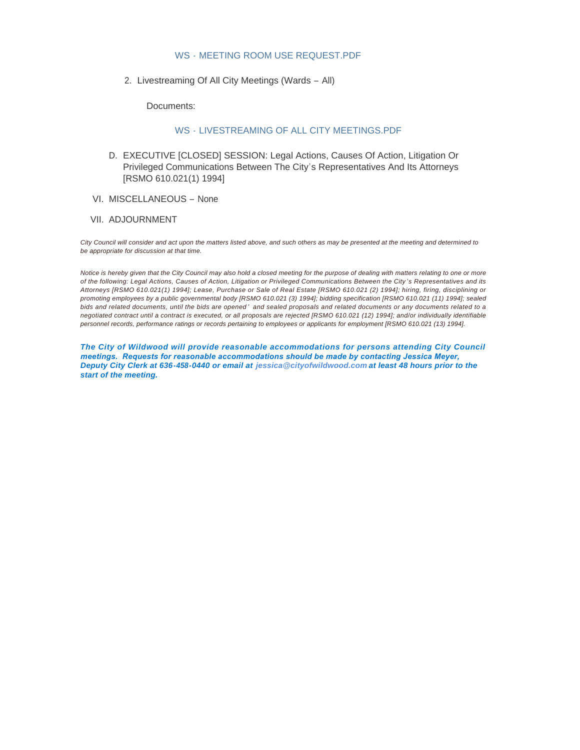WS - MEETING ROOM USE REQUEST.PDF

2. Livestreaming Of All City Meetings (Wards – All)

   Documents:

   WS - LIVESTREAMING OF ALL CITY MEETINGS.PDF

D. EXECUTIVE [CLOSED] SESSION: Legal Actions, Causes Of Action, Litigation Or Privileged Communications Between The City's Representatives And Its Attorneys [RSMO 610.021(1) 1994]

VI. MISCELLANEOUS – None

VII. ADJOURNMENT

*City Council will consider and act upon the matters listed above, and such others as may be presented at the meeting and determined to be appropriate for discussion at that time.*

*Notice is hereby given that the City Council may also hold a closed meeting for the purpose of dealing with matters relating to one or more of the following: Legal Actions, Causes of Action, Litigation or Privileged Communications Between the City's Representatives and its Attorneys [RSMO 610.021(1) 1994]; Lease, Purchase or Sale of Real Estate [RSMO 610.021 (2) 1994]; hiring, firing, disciplining or promoting employees by a public governmental body [RSMO 610.021 (3) 1994]; bidding specification [RSMO 610.021 (11) 1994]; sealed bids and related documents, until the bids are opened' and sealed proposals and related documents or any documents related to a negotiated contract until a contract is executed, or all proposals are rejected [RSMO 610.021 (12) 1994]; and/or individually identifiable personnel records, performance ratings or records pertaining to employees or applicants for employment [RSMO 610.021 (13) 1994].*

***The City of Wildwood will provide reasonable accommodations for persons attending City Council meetings. Requests for reasonable accommodations should be made by contacting Jessica Meyer, Deputy City Clerk at 636-458-0440 or email at jessica@cityofwildwood.com at least 48 hours prior to the start of the meeting.***